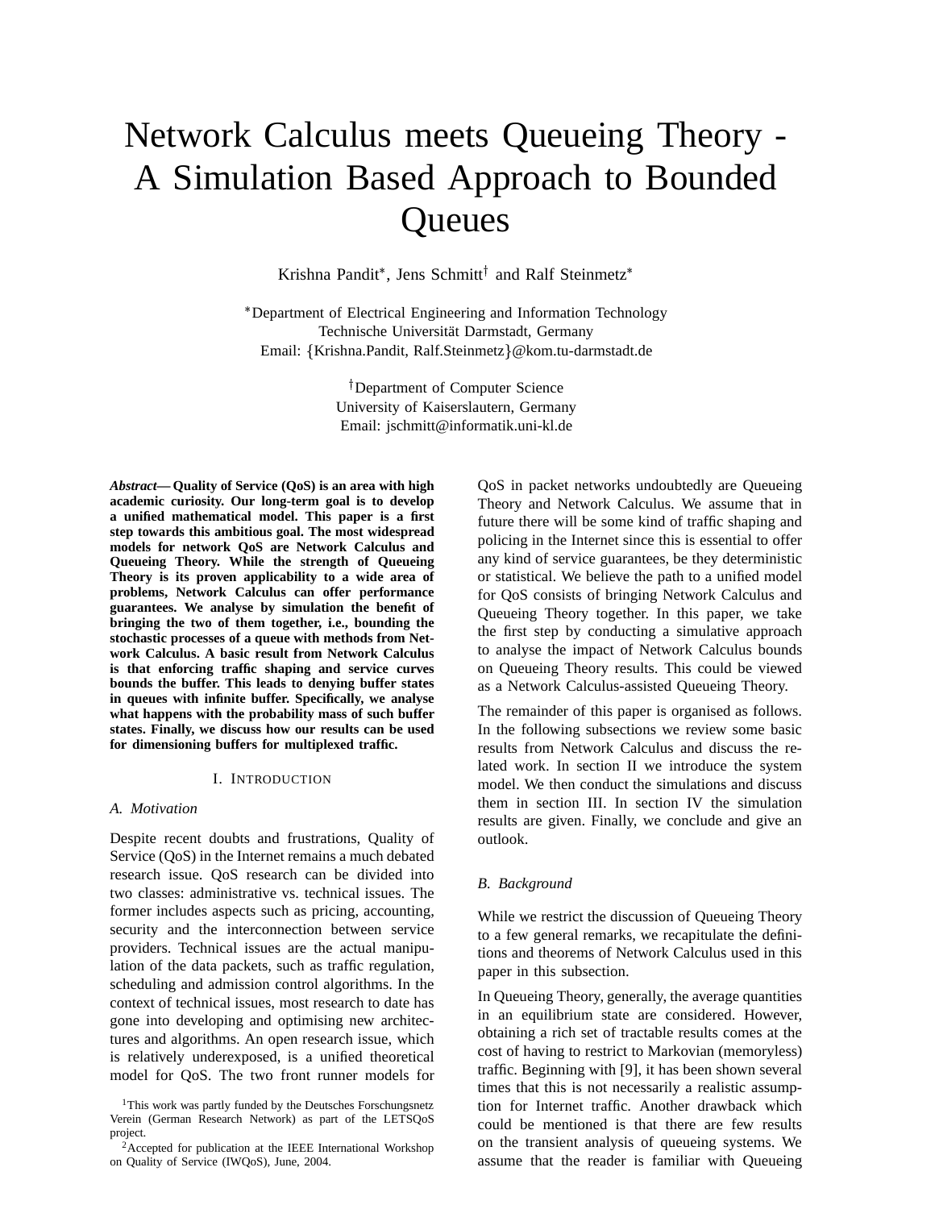# Network Calculus meets Queueing Theory - A Simulation Based Approach to Bounded Queues

Krishna Pandit*, Jens Schmitt† and Ralf Steinmetz*

*Department of Electrical Engineering and Information Technology
Technische Universität Darmstadt, Germany
Email: {Krishna.Pandit, Ralf.Steinmetz}@kom.tu-darmstadt.de

†Department of Computer Science
University of Kaiserslautern, Germany
Email: jschmitt@informatik.uni-kl.de

***Abstract*— Quality of Service (QoS) is an area with high academic curiosity. Our long-term goal is to develop a unified mathematical model. This paper is a first step towards this ambitious goal. The most widespread models for network QoS are Network Calculus and Queueing Theory. While the strength of Queueing Theory is its proven applicability to a wide area of problems, Network Calculus can offer performance guarantees. We analyse by simulation the benefit of bringing the two of them together, i.e., bounding the stochastic processes of a queue with methods from Network Calculus. A basic result from Network Calculus is that enforcing traffic shaping and service curves bounds the buffer. This leads to denying buffer states in queues with infinite buffer. Specifically, we analyse what happens with the probability mass of such buffer states. Finally, we discuss how our results can be used for dimensioning buffers for multiplexed traffic.**

## I. Introduction

### A. Motivation

Despite recent doubts and frustrations, Quality of Service (QoS) in the Internet remains a much debated research issue. QoS research can be divided into two classes: administrative vs. technical issues. The former includes aspects such as pricing, accounting, security and the interconnection between service providers. Technical issues are the actual manipulation of the data packets, such as traffic regulation, scheduling and admission control algorithms. In the context of technical issues, most research to date has gone into developing and optimising new architectures and algorithms. An open research issue, which is relatively underexposed, is a unified theoretical model for QoS. The two front runner models for QoS in packet networks undoubtedly are Queueing Theory and Network Calculus. We assume that in future there will be some kind of traffic shaping and policing in the Internet since this is essential to offer any kind of service guarantees, be they deterministic or statistical. We believe the path to a unified model for QoS consists of bringing Network Calculus and Queueing Theory together. In this paper, we take the first step by conducting a simulative approach to analyse the impact of Network Calculus bounds on Queueing Theory results. This could be viewed as a Network Calculus-assisted Queueing Theory.

The remainder of this paper is organised as follows. In the following subsections we review some basic results from Network Calculus and discuss the related work. In section II we introduce the system model. We then conduct the simulations and discuss them in section III. In section IV the simulation results are given. Finally, we conclude and give an outlook.

### B. Background

While we restrict the discussion of Queueing Theory to a few general remarks, we recapitulate the definitions and theorems of Network Calculus used in this paper in this subsection.

In Queueing Theory, generally, the average quantities in an equilibrium state are considered. However, obtaining a rich set of tractable results comes at the cost of having to restrict to Markovian (memoryless) traffic. Beginning with [9], it has been shown several times that this is not necessarily a realistic assumption for Internet traffic. Another drawback which could be mentioned is that there are few results on the transient analysis of queueing systems. We assume that the reader is familiar with Queueing

[1] This work was partly funded by the Deutsches Forschungsnetz Verein (German Research Network) as part of the LETSQoS project.

[2] Accepted for publication at the IEEE International Workshop on Quality of Service (IWQoS), June, 2004.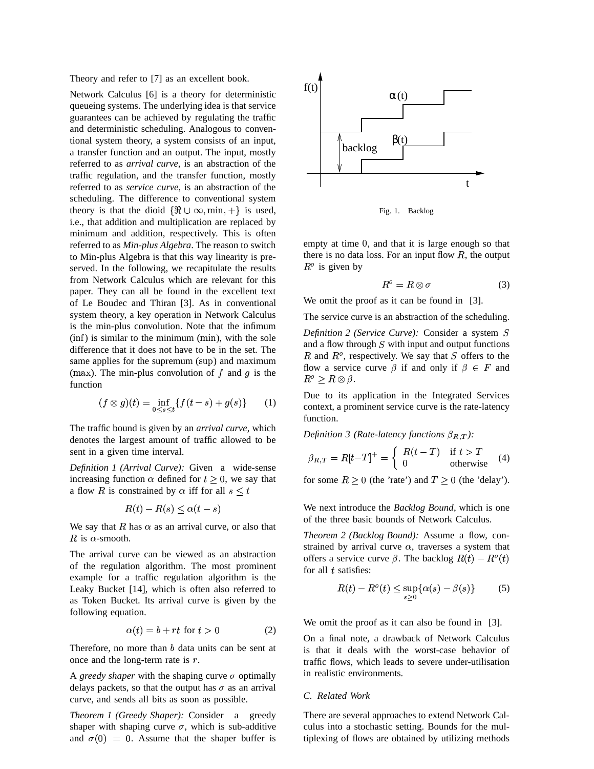Theory and refer to [7] as an excellent book.

Network Calculus [6] is a theory for deterministic queueing systems. The underlying idea is that service guarantees can be achieved by regulating the traffic and deterministic scheduling. Analogous to conventional system theory, a system consists of an input, a transfer function and an output. The input, mostly referred to as *arrival curve*, is an abstraction of the traffic regulation, and the transfer function, mostly referred to as *service curve*, is an abstraction of the scheduling. The difference to conventional system theory is that the dioid $\{\Re \cup \infty, \min, +\}$ is used, i.e., that addition and multiplication are replaced by minimum and addition, respectively. This is often referred to as *Min-plus Algebra*. The reason to switch to Min-plus Algebra is that this way linearity is preserved. In the following, we recapitulate the results from Network Calculus which are relevant for this paper. They can all be found in the excellent text of Le Boudec and Thiran [3]. As in conventional system theory, a key operation in Network Calculus is the min-plus convolution. Note that the infimum $(\inf)$ is similar to the minimum $(\min)$, with the sole difference that it does not have to be in the set. The same applies for the supremum $(\sup)$ and maximum $(\max)$. The min-plus convolution of $f$ and $g$ is the function

$$(f \otimes g)(t) = \inf_{0 \le s \le t} \{f(t-s) + g(s)\} \qquad (1)$$

The traffic bound is given by an *arrival curve*, which denotes the largest amount of traffic allowed to be sent in a given time interval.

*Definition 1 (Arrival Curve):* Given a wide-sense increasing function $\alpha$ defined for $t \ge 0$, we say that a flow $R$ is constrained by $\alpha$ iff for all $s \le t$

$$R(t) - R(s) \le \alpha(t-s)$$

We say that $R$ has $\alpha$ as an arrival curve, or also that $R$ is $\alpha$-smooth.

The arrival curve can be viewed as an abstraction of the regulation algorithm. The most prominent example for a traffic regulation algorithm is the Leaky Bucket [14], which is often also referred to as Token Bucket. Its arrival curve is given by the following equation.

$$\alpha(t) = b + rt \text{ for } t > 0 \qquad (2)$$

Therefore, no more than $b$ data units can be sent at once and the long-term rate is $r$.

A *greedy shaper* with the shaping curve $\sigma$ optimally delays packets, so that the output has $\sigma$ as an arrival curve, and sends all bits as soon as possible.

*Theorem 1 (Greedy Shaper):* Consider a greedy shaper with shaping curve $\sigma$, which is sub-additive and $\sigma(0) = 0$. Assume that the shaper buffer is empty at time $0$, and that it is large enough so that there is no data loss. For an input flow $R$, the output $R^o$ is given by

$$R^o = R \otimes \sigma \qquad (3)$$

We omit the proof as it can be found in [3].

Fig. 1. Backlog

The service curve is an abstraction of the scheduling.

*Definition 2 (Service Curve):* Consider a system $S$ and a flow through $S$ with input and output functions $R$ and $R^o$, respectively. We say that $S$ offers to the flow a service curve $\beta$ if and only if $\beta \in F$ and $R^o \ge R \otimes \beta$.

Due to its application in the Integrated Services context, a prominent service curve is the rate-latency function.

*Definition 3 (Rate-latency functions $\beta_{R,T}$):*

$$\beta_{R,T} = R[t-T]^+ = \begin{cases} R(t-T) & \text{if } t > T \\ 0 & \text{otherwise} \end{cases} \qquad (4)$$

for some $R \ge 0$ (the 'rate') and $T \ge 0$ (the 'delay').

We next introduce the *Backlog Bound*, which is one of the three basic bounds of Network Calculus.

*Theorem 2 (Backlog Bound):* Assume a flow, constrained by arrival curve $\alpha$, traverses a system that offers a service curve $\beta$. The backlog $R(t) - R^o(t)$ for all $t$ satisfies:

$$R(t) - R^o(t) \le \sup_{s \ge 0} \{\alpha(s) - \beta(s)\} \qquad (5)$$

We omit the proof as it can also be found in [3].

On a final note, a drawback of Network Calculus is that it deals with the worst-case behavior of traffic flows, which leads to severe under-utilisation in realistic environments.

### C. Related Work

There are several approaches to extend Network Calculus into a stochastic setting. Bounds for the multiplexing of flows are obtained by utilizing methods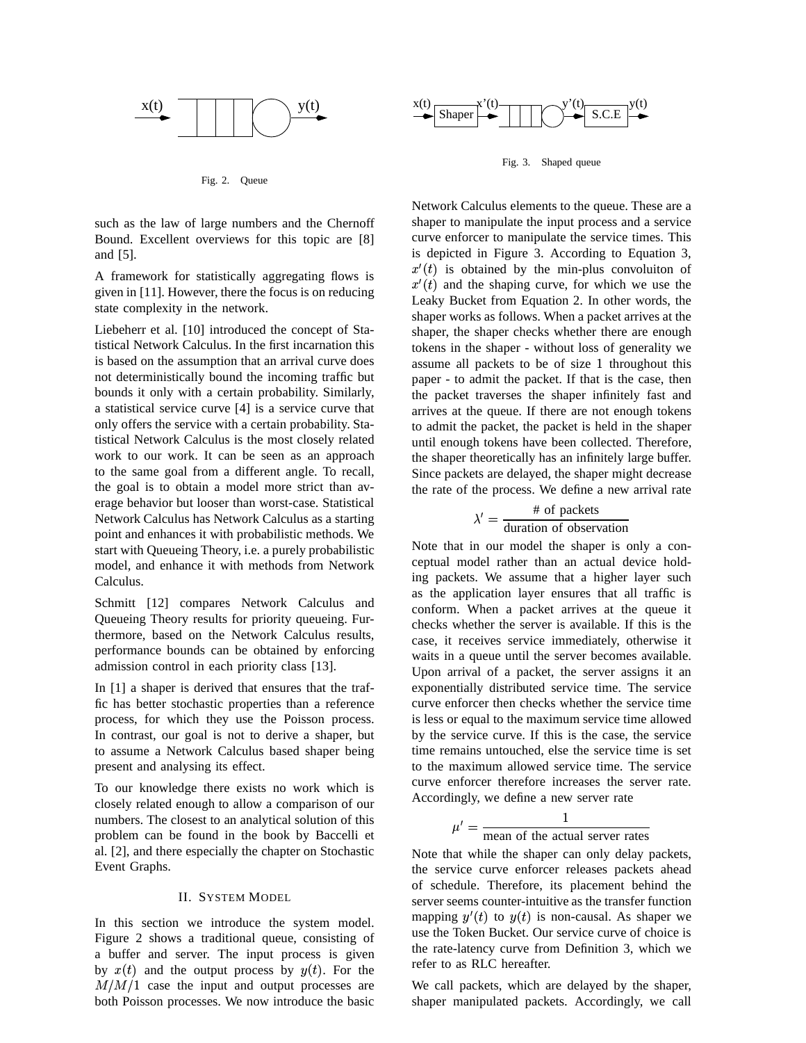Fig. 2. Queue

Fig. 3. Shaped queue

such as the law of large numbers and the Chernoff Bound. Excellent overviews for this topic are [8] and [5].

A framework for statistically aggregating flows is given in [11]. However, there the focus is on reducing state complexity in the network.

Liebeherr et al. [10] introduced the concept of Statistical Network Calculus. In the first incarnation this is based on the assumption that an arrival curve does not deterministically bound the incoming traffic but bounds it only with a certain probability. Similarly, a statistical service curve [4] is a service curve that only offers the service with a certain probability. Statistical Network Calculus is the most closely related work to our work. It can be seen as an approach to the same goal from a different angle. To recall, the goal is to obtain a model more strict than average behavior but looser than worst-case. Statistical Network Calculus has Network Calculus as a starting point and enhances it with probabilistic methods. We start with Queueing Theory, i.e. a purely probabilistic model, and enhance it with methods from Network Calculus.

Schmitt [12] compares Network Calculus and Queueing Theory results for priority queueing. Furthermore, based on the Network Calculus results, performance bounds can be obtained by enforcing admission control in each priority class [13].

In [1] a shaper is derived that ensures that the traffic has better stochastic properties than a reference process, for which they use the Poisson process. In contrast, our goal is not to derive a shaper, but to assume a Network Calculus based shaper being present and analysing its effect.

To our knowledge there exists no work which is closely related enough to allow a comparison of our numbers. The closest to an analytical solution of this problem can be found in the book by Baccelli et al. [2], and there especially the chapter on Stochastic Event Graphs.

## II. System Model

In this section we introduce the system model. Figure 2 shows a traditional queue, consisting of a buffer and server. The input process is given by $x(t)$ and the output process by $y(t)$. For the $M/M/1$ case the input and output processes are both Poisson processes. We now introduce the basic Network Calculus elements to the queue. These are a shaper to manipulate the input process and a service curve enforcer to manipulate the service times. This is depicted in Figure 3. According to Equation 3, $x'(t)$ is obtained by the min-plus convoluiton of $x'(t)$ and the shaping curve, for which we use the Leaky Bucket from Equation 2. In other words, the shaper works as follows. When a packet arrives at the shaper, the shaper checks whether there are enough tokens in the shaper - without loss of generality we assume all packets to be of size 1 throughout this paper - to admit the packet. If that is the case, then the packet traverses the shaper infinitely fast and arrives at the queue. If there are not enough tokens to admit the packet, the packet is held in the shaper until enough tokens have been collected. Therefore, the shaper theoretically has an infinitely large buffer. Since packets are delayed, the shaper might decrease the rate of the process. We define a new arrival rate

$$\lambda' = \frac{\text{\# of packets}}{\text{duration of observation}}$$

Note that in our model the shaper is only a conceptual model rather than an actual device holding packets. We assume that a higher layer such as the application layer ensures that all traffic is conform. When a packet arrives at the queue it checks whether the server is available. If this is the case, it receives service immediately, otherwise it waits in a queue until the server becomes available. Upon arrival of a packet, the server assigns it an exponentially distributed service time. The service curve enforcer then checks whether the service time is less or equal to the maximum service time allowed by the service curve. If this is the case, the service time remains untouched, else the service time is set to the maximum allowed service time. The service curve enforcer therefore increases the server rate. Accordingly, we define a new server rate

$$\mu' = \frac{1}{\text{mean of the actual server rates}}$$

Note that while the shaper can only delay packets, the service curve enforcer releases packets ahead of schedule. Therefore, its placement behind the server seems counter-intuitive as the transfer function mapping $y'(t)$ to $y(t)$ is non-causal. As shaper we use the Token Bucket. Our service curve of choice is the rate-latency curve from Definition 3, which we refer to as RLC hereafter.

We call packets, which are delayed by the shaper, shaper manipulated packets. Accordingly, we call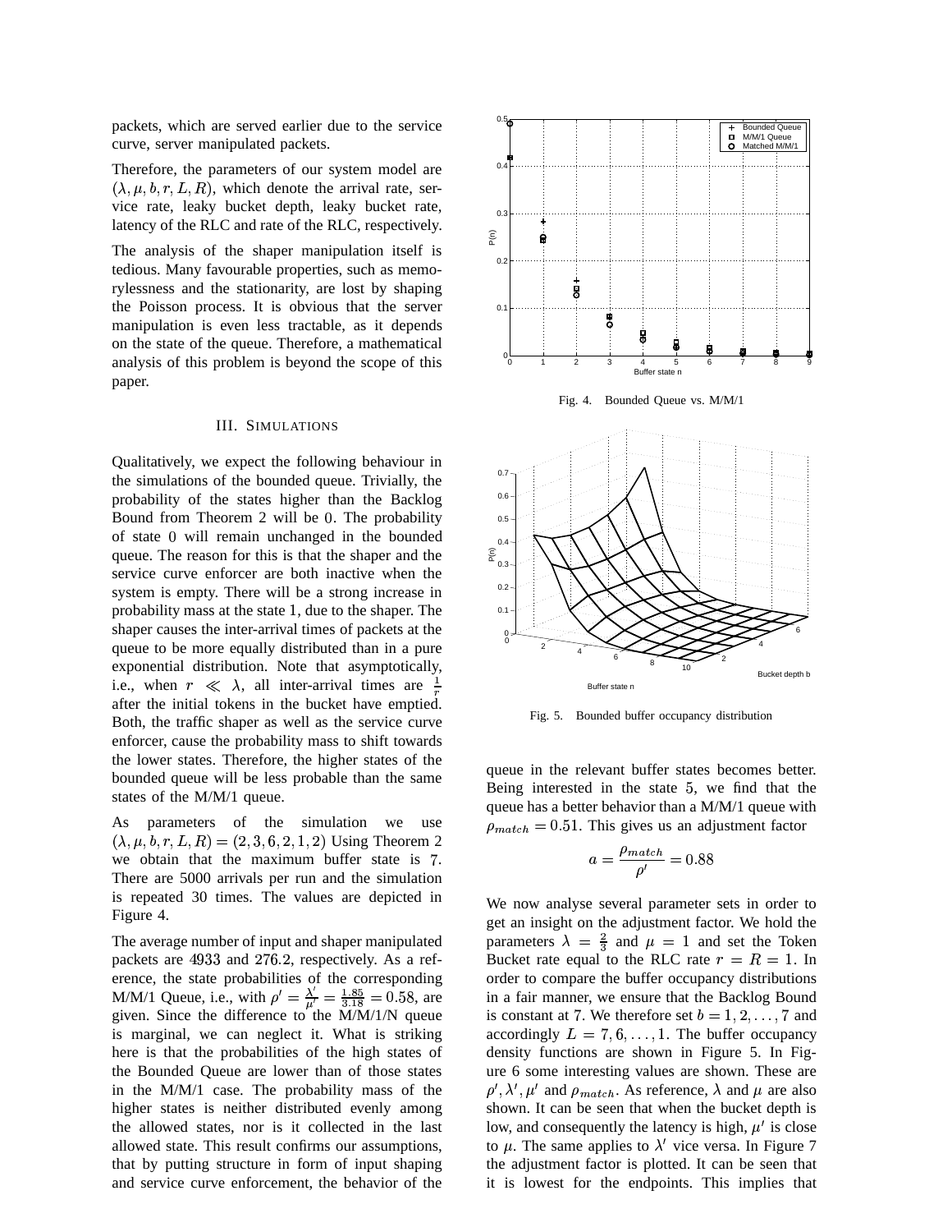packets, which are served earlier due to the service curve, server manipulated packets.

Therefore, the parameters of our system model are $(\lambda, \mu, b, r, L, R)$, which denote the arrival rate, service rate, leaky bucket depth, leaky bucket rate, latency of the RLC and rate of the RLC, respectively.

The analysis of the shaper manipulation itself is tedious. Many favourable properties, such as memorylessness and the stationarity, are lost by shaping the Poisson process. It is obvious that the server manipulation is even less tractable, as it depends on the state of the queue. Therefore, a mathematical analysis of this problem is beyond the scope of this paper.

## III. Simulations

Qualitatively, we expect the following behaviour in the simulations of the bounded queue. Trivially, the probability of the states higher than the Backlog Bound from Theorem 2 will be 0. The probability of state 0 will remain unchanged in the bounded queue. The reason for this is that the shaper and the service curve enforcer are both inactive when the system is empty. There will be a strong increase in probability mass at the state 1, due to the shaper. The shaper causes the inter-arrival times of packets at the queue to be more equally distributed than in a pure exponential distribution. Note that asymptotically, i.e., when $r \ll \lambda$, all inter-arrival times are $\frac{1}{r}$ after the initial tokens in the bucket have emptied. Both, the traffic shaper as well as the service curve enforcer, cause the probability mass to shift towards the lower states. Therefore, the higher states of the bounded queue will be less probable than the same states of the M/M/1 queue.

As parameters of the simulation we use $(\lambda, \mu, b, r, L, R) = (2, 3, 6, 2, 1, 2)$ Using Theorem 2 we obtain that the maximum buffer state is 7. There are 5000 arrivals per run and the simulation is repeated 30 times. The values are depicted in Figure 4.

The average number of input and shaper manipulated packets are 4933 and 276.2, respectively. As a reference, the state probabilities of the corresponding M/M/1 Queue, i.e., with $\rho' = \frac{\lambda'}{\mu'} = \frac{1.85}{3.18} = 0.58$, are given. Since the difference to the M/M/1/N queue is marginal, we can neglect it. What is striking here is that the probabilities of the high states of the Bounded Queue are lower than of those states in the M/M/1 case. The probability mass of the higher states is neither distributed evenly among the allowed states, nor is it collected in the last allowed state. This result confirms our assumptions, that by putting structure in form of input shaping and service curve enforcement, the behavior of the queue in the relevant buffer states becomes better. Being interested in the state 5, we find that the queue has a better behavior than a M/M/1 queue with $\rho_{match} = 0.51$. This gives us an adjustment factor

$$a = \frac{\rho_{match}}{\rho'} = 0.88$$

We now analyse several parameter sets in order to get an insight on the adjustment factor. We hold the parameters $\lambda = \frac{2}{3}$ and $\mu = 1$ and set the Token Bucket rate equal to the RLC rate $r = R = 1$. In order to compare the buffer occupancy distributions in a fair manner, we ensure that the Backlog Bound is constant at 7. We therefore set $b = 1, 2, \ldots, 7$ and accordingly $L = 7, 6, \ldots, 1$. The buffer occupancy density functions are shown in Figure 5. In Figure 6 some interesting values are shown. These are $\rho', \lambda', \mu'$ and $\rho_{match}$. As reference, $\lambda$ and $\mu$ are also shown. It can be seen that when the bucket depth is low, and consequently the latency is high, $\mu'$ is close to $\mu$. The same applies to $\lambda'$ vice versa. In Figure 7 the adjustment factor is plotted. It can be seen that it is lowest for the endpoints. This implies that

Fig. 4. Bounded Queue vs. M/M/1

Fig. 5. Bounded buffer occupancy distribution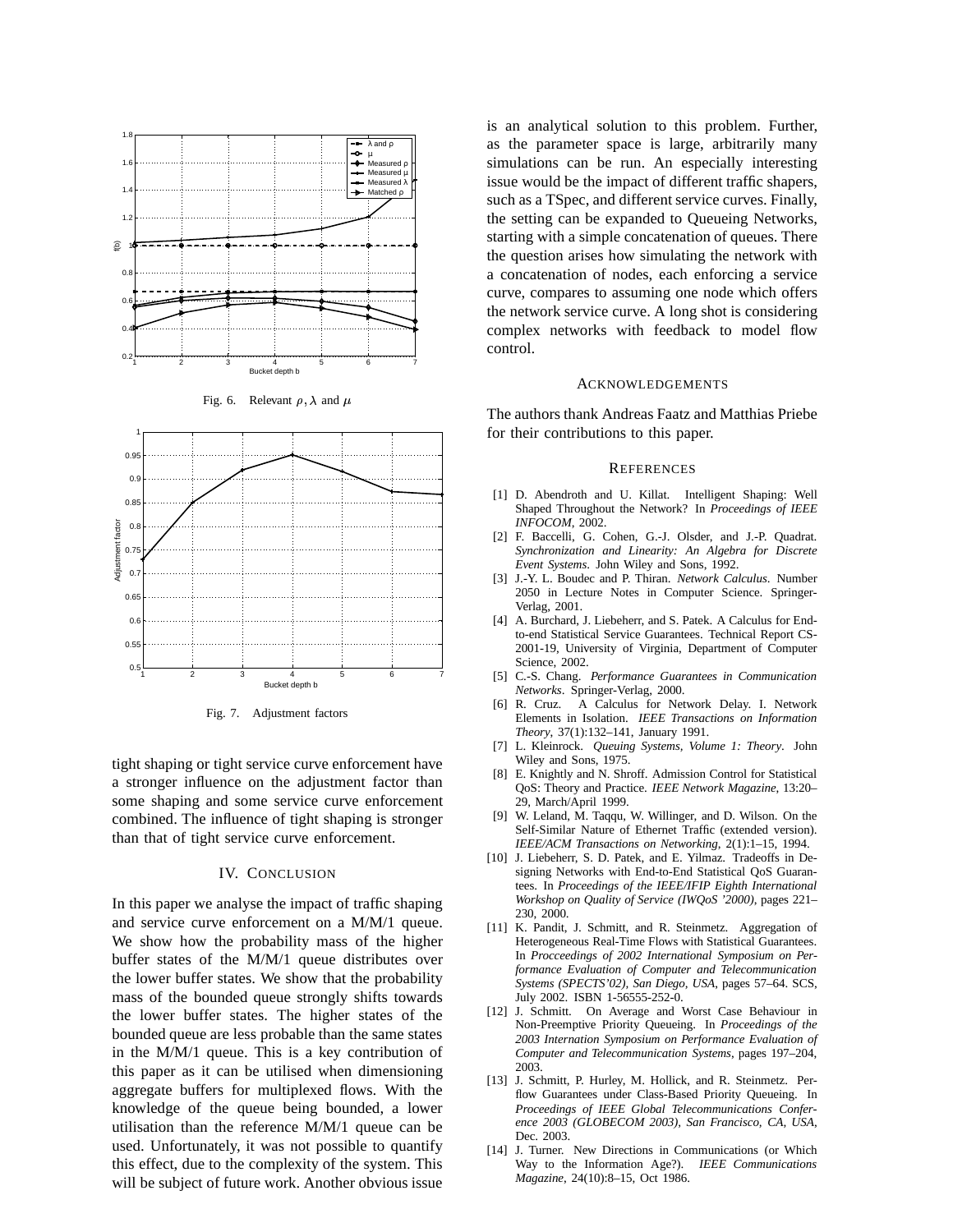1.8
1.6
1.4
1.2
f(b)
1.0
0.8
0.6
0.4
0.2
1 2 3 4 5 6 7
Bucket depth b

λ and ρ
μ
Measured ρ
Measured μ
Measured λ
Matched ρ

Fig. 6. Relevant $\rho$, $\lambda$ and $\mu$

1
0.95
0.9
0.85
0.8
0.75
0.7
0.65
0.6
0.55
0.5
Adjustment factor
1 2 3 4 5 6 7
Bucket depth b

Fig. 7. Adjustment factors

tight shaping or tight service curve enforcement have a stronger influence on the adjustment factor than some shaping and some service curve enforcement combined. The influence of tight shaping is stronger than that of tight service curve enforcement.

## IV. Conclusion

In this paper we analyse the impact of traffic shaping and service curve enforcement on a M/M/1 queue. We show how the probability mass of the higher buffer states of the M/M/1 queue distributes over the lower buffer states. We show that the probability mass of the bounded queue strongly shifts towards the lower buffer states. The higher states of the bounded queue are less probable than the same states in the M/M/1 queue. This is a key contribution of this paper as it can be utilised when dimensioning aggregate buffers for multiplexed flows. With the knowledge of the queue being bounded, a lower utilisation than the reference M/M/1 queue can be used. Unfortunately, it was not possible to quantify this effect, due to the complexity of the system. This will be subject of future work. Another obvious issue is an analytical solution to this problem. Further, as the parameter space is large, arbitrarily many simulations can be run. An especially interesting issue would be the impact of different traffic shapers, such as a TSpec, and different service curves. Finally, the setting can be expanded to Queueing Networks, starting with a simple concatenation of queues. There the question arises how simulating the network with a concatenation of nodes, each enforcing a service curve, compares to assuming one node which offers the network service curve. A long shot is considering complex networks with feedback to model flow control.

## Acknowledgements

The authors thank Andreas Faatz and Matthias Priebe for their contributions to this paper.

## References

[1] D. Abendroth and U. Killat. Intelligent Shaping: Well Shaped Throughout the Network? In *Proceedings of IEEE INFOCOM*, 2002.

[2] F. Baccelli, G. Cohen, G.-J. Olsder, and J.-P. Quadrat. *Synchronization and Linearity: An Algebra for Discrete Event Systems*. John Wiley and Sons, 1992.

[3] J.-Y. L. Boudec and P. Thiran. *Network Calculus*. Number 2050 in Lecture Notes in Computer Science. Springer-Verlag, 2001.

[4] A. Burchard, J. Liebeherr, and S. Patek. A Calculus for End-to-end Statistical Service Guarantees. Technical Report CS-2001-19, University of Virginia, Department of Computer Science, 2002.

[5] C.-S. Chang. *Performance Guarantees in Communication Networks*. Springer-Verlag, 2000.

[6] R. Cruz. A Calculus for Network Delay. I. Network Elements in Isolation. *IEEE Transactions on Information Theory*, 37(1):132–141, January 1991.

[7] L. Kleinrock. *Queuing Systems, Volume 1: Theory*. John Wiley and Sons, 1975.

[8] E. Knightly and N. Shroff. Admission Control for Statistical QoS: Theory and Practice. *IEEE Network Magazine*, 13:20–29, March/April 1999.

[9] W. Leland, M. Taqqu, W. Willinger, and D. Wilson. On the Self-Similar Nature of Ethernet Traffic (extended version). *IEEE/ACM Transactions on Networking*, 2(1):1–15, 1994.

[10] J. Liebeherr, S. D. Patek, and E. Yilmaz. Tradeoffs in Designing Networks with End-to-End Statistical QoS Guarantees. In *Proceedings of the IEEE/IFIP Eighth International Workshop on Quality of Service (IWQoS '2000)*, pages 221–230, 2000.

[11] K. Pandit, J. Schmitt, and R. Steinmetz. Aggregation of Heterogeneous Real-Time Flows with Statistical Guarantees. In *Procceedings of 2002 International Symposium on Performance Evaluation of Computer and Telecommunication Systems (SPECTS'02), San Diego, USA*, pages 57–64. SCS, July 2002. ISBN 1-56555-252-0.

[12] J. Schmitt. On Average and Worst Case Behaviour in Non-Preemptive Priority Queueing. In *Proceedings of the 2003 Internation Symposium on Performance Evaluation of Computer and Telecommunication Systems*, pages 197–204, 2003.

[13] J. Schmitt, P. Hurley, M. Hollick, and R. Steinmetz. Per-flow Guarantees under Class-Based Priority Queueing. In *Proceedings of IEEE Global Telecommunications Conference 2003 (GLOBECOM 2003), San Francisco, CA, USA*, Dec. 2003.

[14] J. Turner. New Directions in Communications (or Which Way to the Information Age?). *IEEE Communications Magazine*, 24(10):8–15, Oct 1986.